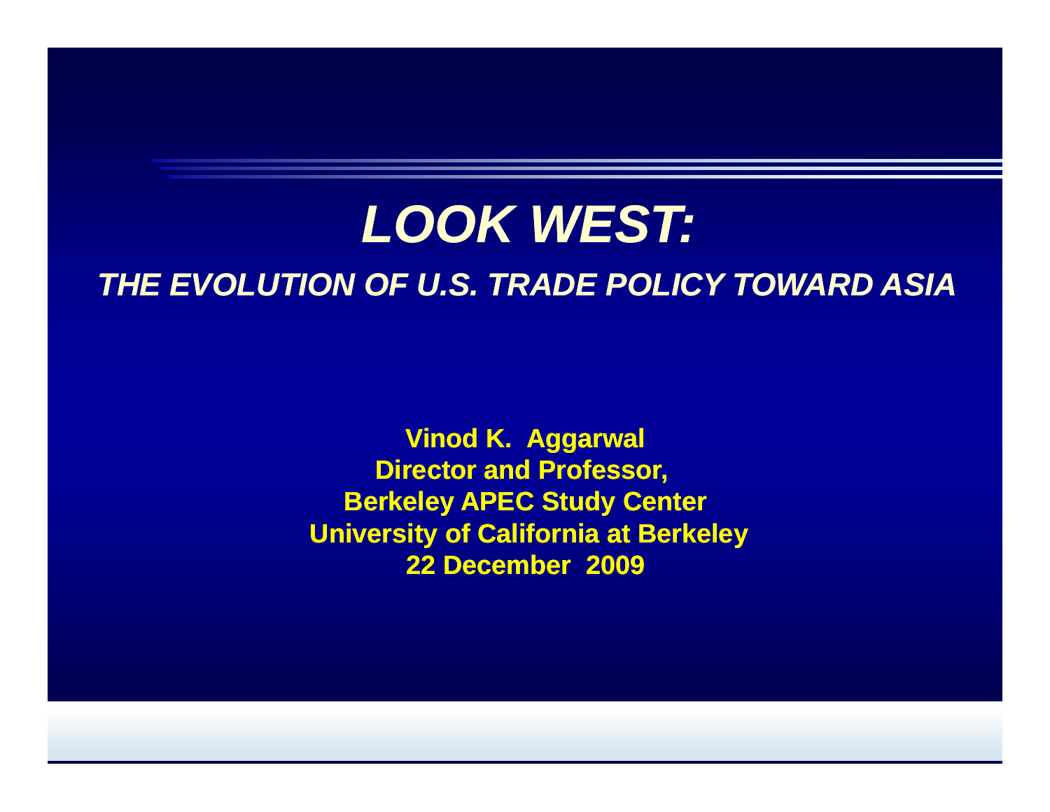# *LOOK WEST:*

## *THE EVOLUTION OF U.S. TRADE POLICY TOWARD ASIA*

**Vinod K. Aggarwal**
**Director and Professor,**
**Berkeley APEC Study Center**
**University of California at Berkeley**
**22 December 2009**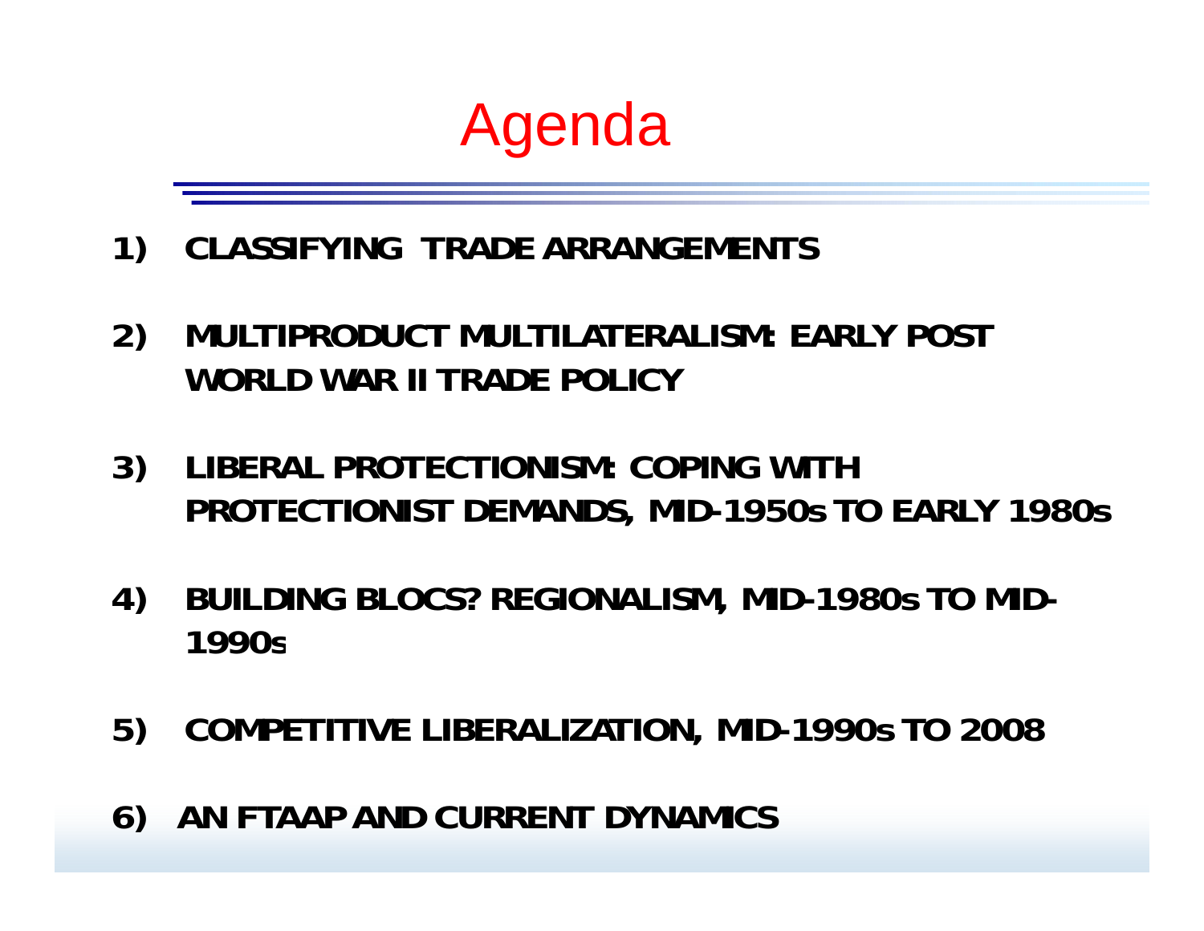# Agenda

1) **CLASSIFYING TRADE ARRANGEMENTS**

2) **MULTIPRODUCT MULTILATERALISM: EARLY POST WORLD WAR II TRADE POLICY**

3) **LIBERAL PROTECTIONISM: COPING WITH PROTECTIONIST DEMANDS, MID-1950s TO EARLY 1980s**

4) **BUILDING BLOCS? REGIONALISM, MID-1980s TO MID-1990s**

5) **COMPETITIVE LIBERALIZATION, MID-1990s TO 2008**

6) **AN FTAAP AND CURRENT DYNAMICS**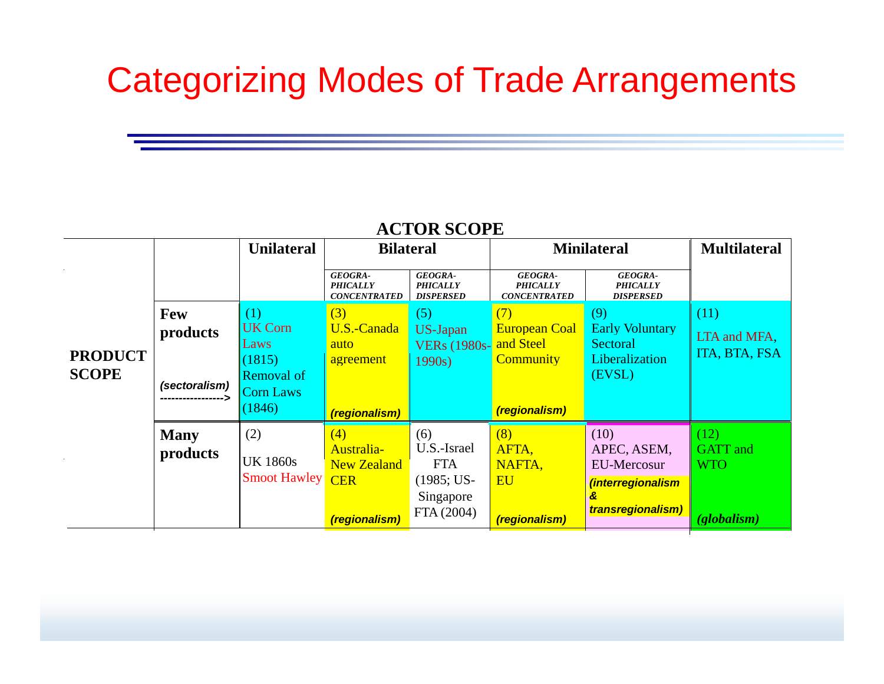# Categorizing Modes of Trade Arrangements

**ACTOR SCOPE**

| | | Unilateral | Bilateral | | Minilateral | | Multilateral |
|---|---|---|---|---|---|---|---|
| | | | *GEOGRAPHICALLY CONCENTRATED* | *GEOGRAPHICALLY DISPERSED* | *GEOGRAPHICALLY CONCENTRATED* | *GEOGRAPHICALLY DISPERSED* | |
| **PRODUCT SCOPE** | **Few products** *(sectoralism)* -----------------> | (1) UK Corn Laws (1815) Removal of Corn Laws (1846) | (3) U.S.-Canada auto agreement *(regionalism)* | (5) US-Japan VERs (1980s-1990s) | (7) European Coal and Steel Community *(regionalism)* | (9) Early Voluntary Sectoral Liberalization (EVSL) | (11) LTA and MFA, ITA, BTA, FSA |
| | **Many products** | (2) UK 1860s Smoot Hawley | (4) Australia-New Zealand CER *(regionalism)* | (6) U.S.-Israel FTA (1985; US-Singapore FTA (2004) | (8) AFTA, NAFTA, EU *(regionalism)* | (10) APEC, ASEM, EU-Mercosur *(interregionalism & transregionalism)* | (12) GATT and WTO *(globalism)* |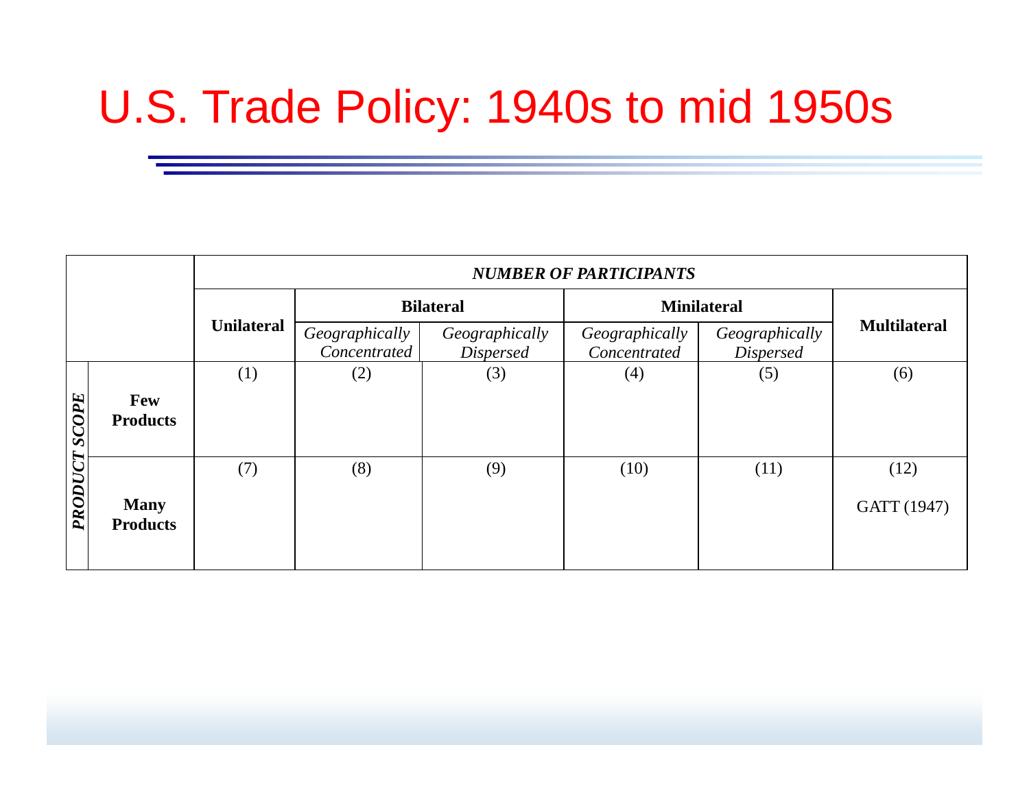# U.S. Trade Policy: 1940s to mid 1950s

| | | ***NUMBER OF PARTICIPANTS*** | | | | | |
|---|---|---|---|---|---|---|---|
| | | **Unilateral** | **Bilateral** | | **Minilateral** | | **Multilateral** |
| | | | *Geographically Concentrated* | *Geographically Dispersed* | *Geographically Concentrated* | *Geographically Dispersed* | |
| ***PRODUCT SCOPE*** | **Few Products** | (1) | (2) | (3) | (4) | (5) | (6) |
| | **Many Products** | (7) | (8) | (9) | (10) | (11) | (12) GATT (1947) |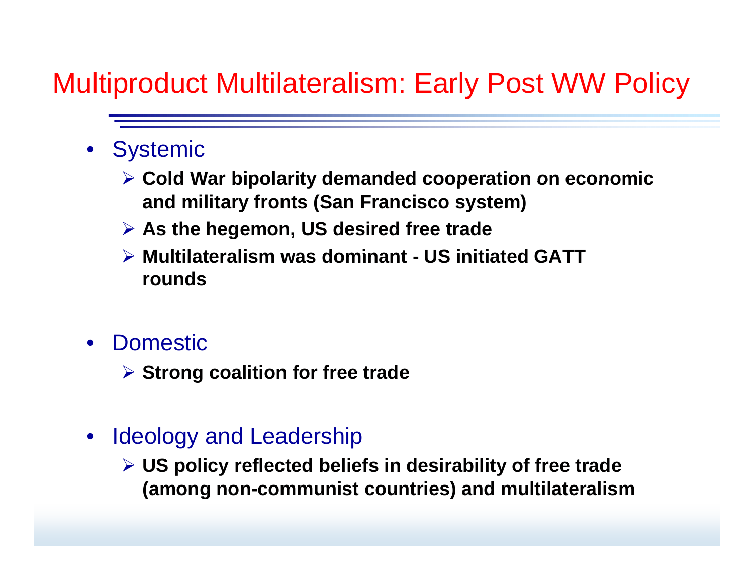# Multiproduct Multilateralism: Early Post WW Policy

- Systemic
  - **Cold War bipolarity demanded cooperation on economic and military fronts (San Francisco system)**
  - **As the hegemon, US desired free trade**
  - **Multilateralism was dominant - US initiated GATT rounds**
- Domestic
  - **Strong coalition for free trade**
- Ideology and Leadership
  - **US policy reflected beliefs in desirability of free trade (among non-communist countries) and multilateralism**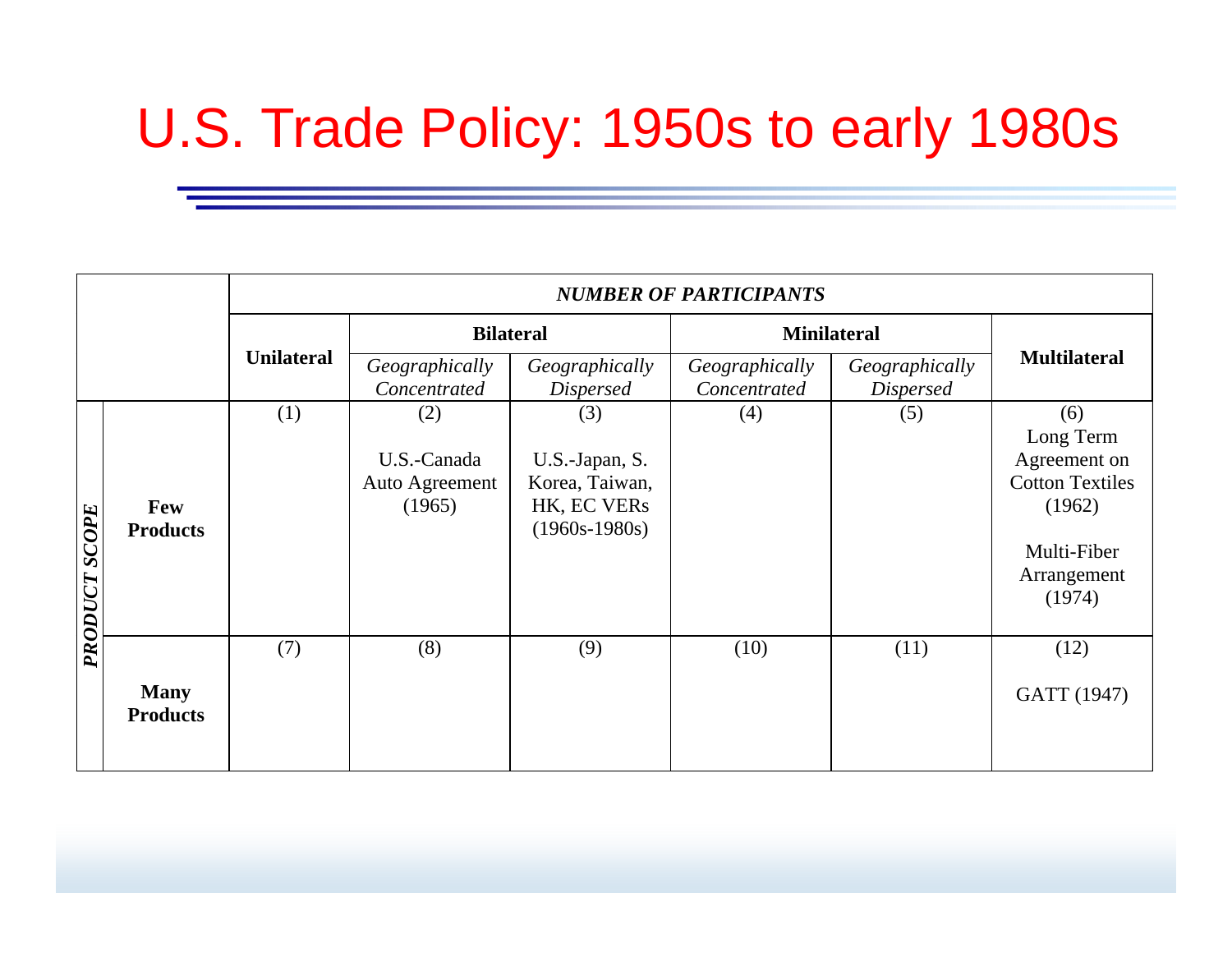# U.S. Trade Policy: 1950s to early 1980s

| | | *NUMBER OF PARTICIPANTS* | | | | | |
|---|---|---|---|---|---|---|---|
| | | **Unilateral** | **Bilateral** | | **Minilateral** | | **Multilateral** |
| | | | *Geographically Concentrated* | *Geographically Dispersed* | *Geographically Concentrated* | *Geographically Dispersed* | |
| ***PRODUCT SCOPE*** | **Few Products** | (1) | (2) U.S.-Canada Auto Agreement (1965) | (3) U.S.-Japan, S. Korea, Taiwan, HK, EC VERs (1960s-1980s) | (4) | (5) | (6) Long Term Agreement on Cotton Textiles (1962) Multi-Fiber Arrangement (1974) |
| | **Many Products** | (7) | (8) | (9) | (10) | (11) | (12) GATT (1947) |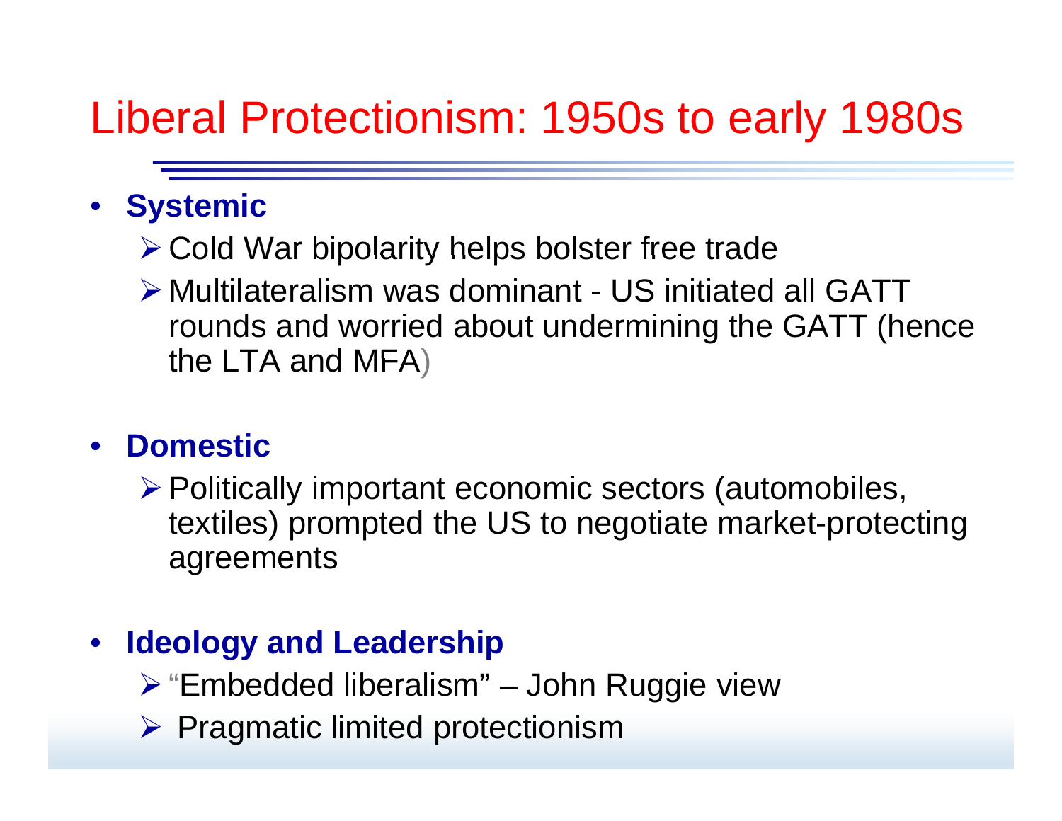# Liberal Protectionism: 1950s to early 1980s

- **Systemic**
  - Cold War bipolarity helps bolster free trade
  - Multilateralism was dominant - US initiated all GATT rounds and worried about undermining the GATT (hence the LTA and MFA)

- **Domestic**
  - Politically important economic sectors (automobiles, textiles) prompted the US to negotiate market-protecting agreements

- **Ideology and Leadership**
  - "Embedded liberalism" – John Ruggie view
  - Pragmatic limited protectionism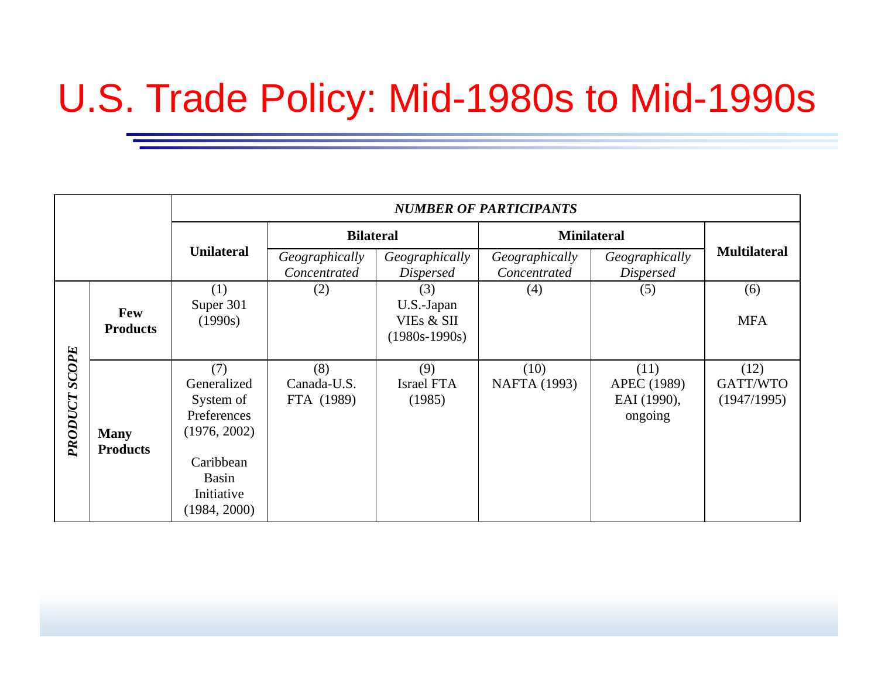# U.S. Trade Policy: Mid-1980s to Mid-1990s

| | | ***NUMBER OF PARTICIPANTS*** | | | | | |
|---|---|---|---|---|---|---|---|
| | | **Unilateral** | **Bilateral** | | **Minilateral** | | **Multilateral** |
| | | | *Geographically Concentrated* | *Geographically Dispersed* | *Geographically Concentrated* | *Geographically Dispersed* | |
| ***PRODUCT SCOPE*** | **Few Products** | (1) Super 301 (1990s) | (2) | (3) U.S.-Japan VIEs & SII (1980s-1990s) | (4) | (5) | (6) MFA |
| | **Many Products** | (7) Generalized System of Preferences (1976, 2002) Caribbean Basin Initiative (1984, 2000) | (8) Canada-U.S. FTA (1989) | (9) Israel FTA (1985) | (10) NAFTA (1993) | (11) APEC (1989) EAI (1990), ongoing | (12) GATT/WTO (1947/1995) |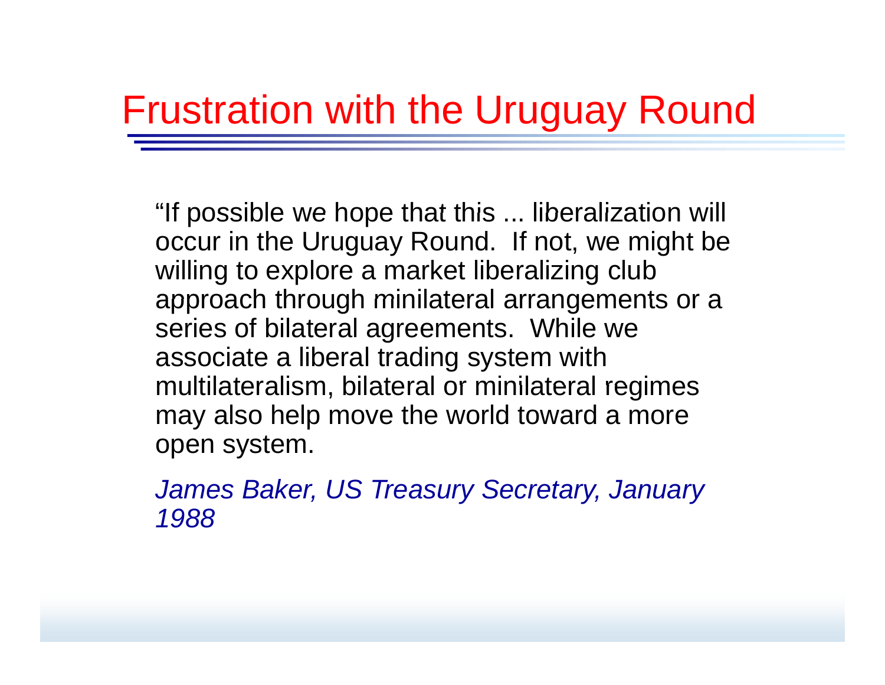# Frustration with the Uruguay Round

"If possible we hope that this ... liberalization will occur in the Uruguay Round. If not, we might be willing to explore a market liberalizing club approach through minilateral arrangements or a series of bilateral agreements. While we associate a liberal trading system with multilateralism, bilateral or minilateral regimes may also help move the world toward a more open system.

*James Baker, US Treasury Secretary, January 1988*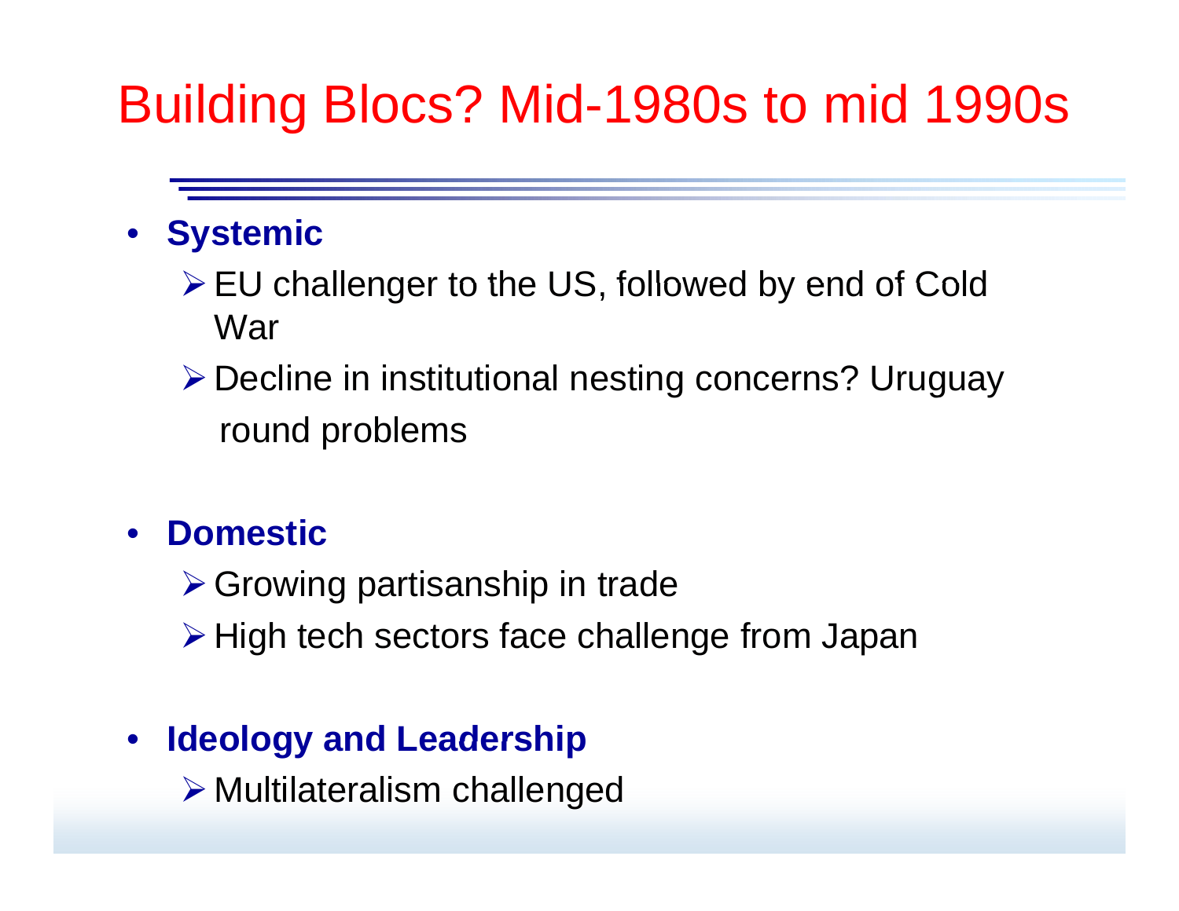# Building Blocs? Mid-1980s to mid 1990s

- **Systemic**
  - EU challenger to the US, followed by end of Cold War
  - Decline in institutional nesting concerns? Uruguay round problems
- **Domestic**
  - Growing partisanship in trade
  - High tech sectors face challenge from Japan
- **Ideology and Leadership**
  - Multilateralism challenged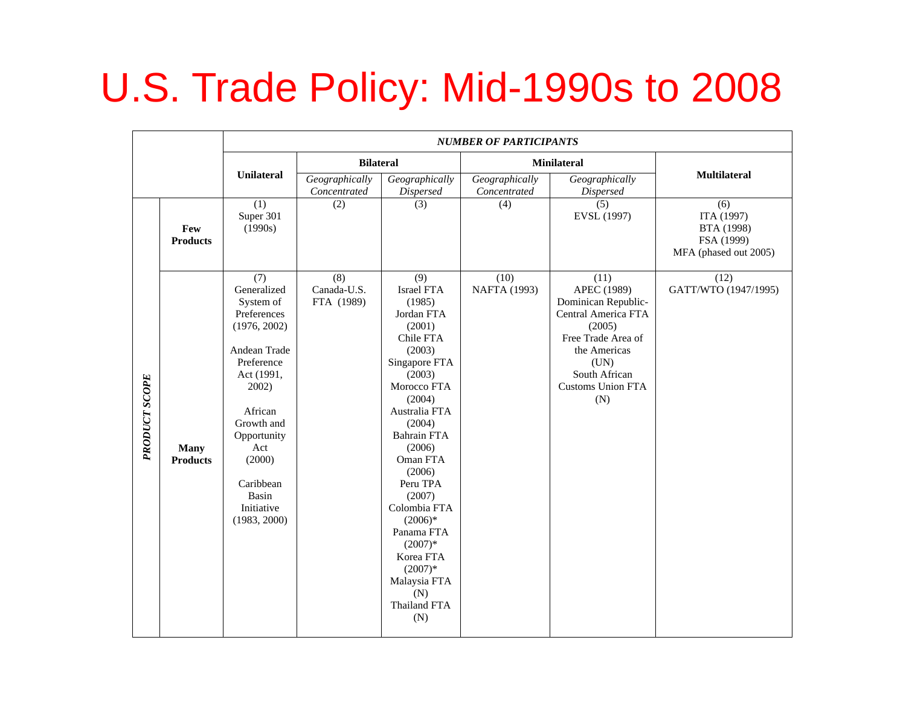# U.S. Trade Policy: Mid-1990s to 2008

| | | *NUMBER OF PARTICIPANTS* | | | | | |
|---|---|---|---|---|---|---|---|
| | | **Unilateral** | **Bilateral** | | **Minilateral** | | **Multilateral** |
| | | | *Geographically Concentrated* | *Geographically Dispersed* | *Geographically Concentrated* | *Geographically Dispersed* | |
| ***PRODUCT SCOPE*** | **Few Products** | (1) Super 301 (1990s) | (2) | (3) | (4) | (5) EVSL (1997) | (6) ITA (1997) BTA (1998) FSA (1999) MFA (phased out 2005) |
| | **Many Products** | (7) Generalized System of Preferences (1976, 2002) Andean Trade Preference Act (1991, 2002) African Growth and Opportunity Act (2000) Caribbean Basin Initiative (1983, 2000) | (8) Canada-U.S. FTA (1989) | (9) Israel FTA (1985) Jordan FTA (2001) Chile FTA (2003) Singapore FTA (2003) Morocco FTA (2004) Australia FTA (2004) Bahrain FTA (2006) Oman FTA (2006) Peru TPA (2007) Colombia FTA (2006)* Panama FTA (2007)* Korea FTA (2007)* Malaysia FTA (N) Thailand FTA (N) | (10) NAFTA (1993) | (11) APEC (1989) Dominican Republic-Central America FTA (2005) Free Trade Area of the Americas (UN) South African Customs Union FTA (N) | (12) GATT/WTO (1947/1995) |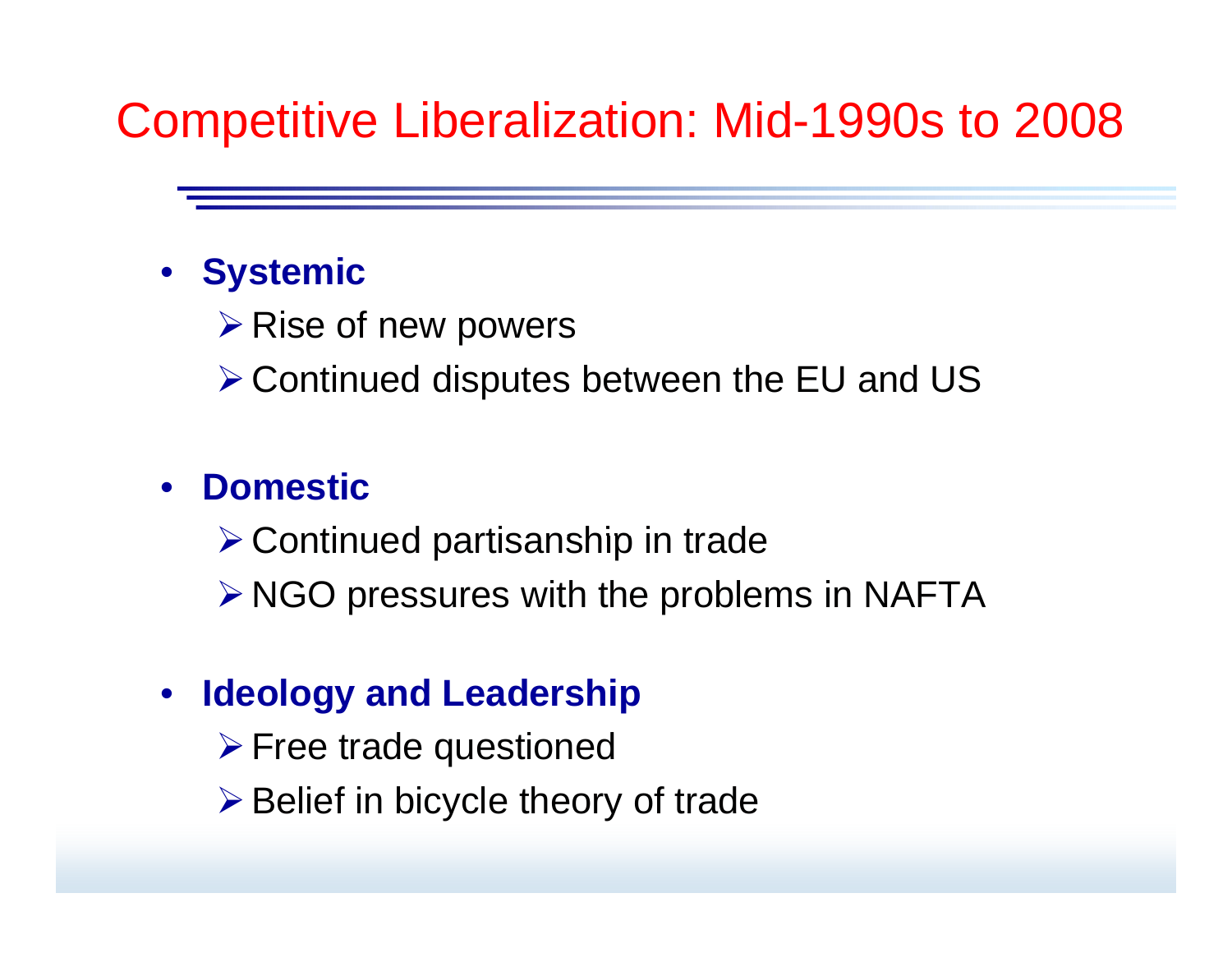# Competitive Liberalization: Mid-1990s to 2008

- **Systemic**
  - Rise of new powers
  - Continued disputes between the EU and US
- **Domestic**
  - Continued partisanship in trade
  - NGO pressures with the problems in NAFTA
- **Ideology and Leadership**
  - Free trade questioned
  - Belief in bicycle theory of trade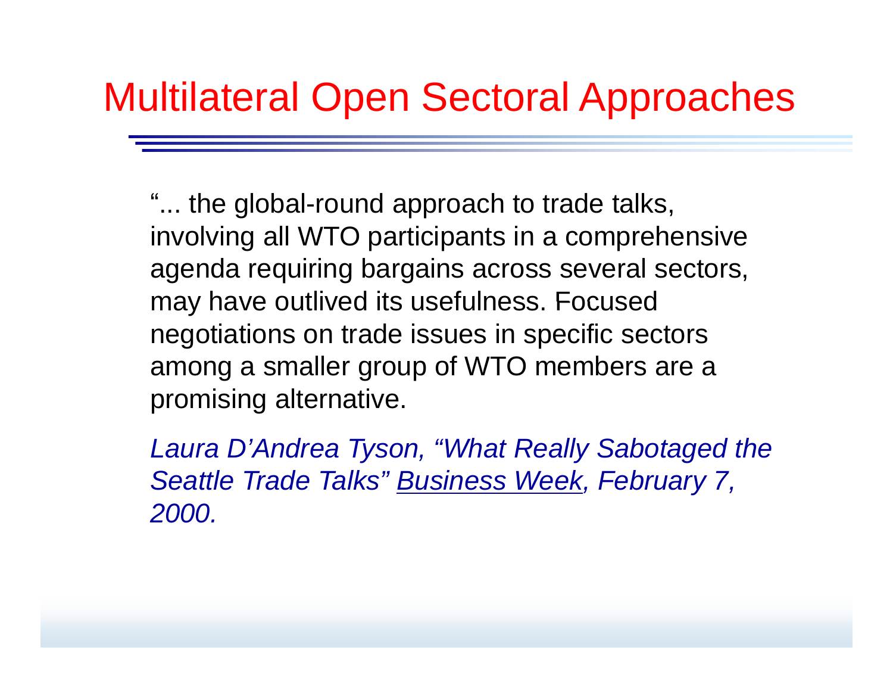# Multilateral Open Sectoral Approaches

"... the global-round approach to trade talks, involving all WTO participants in a comprehensive agenda requiring bargains across several sectors, may have outlived its usefulness. Focused negotiations on trade issues in specific sectors among a smaller group of WTO members are a promising alternative.

*Laura D'Andrea Tyson, "What Really Sabotaged the Seattle Trade Talks" Business Week, February 7, 2000.*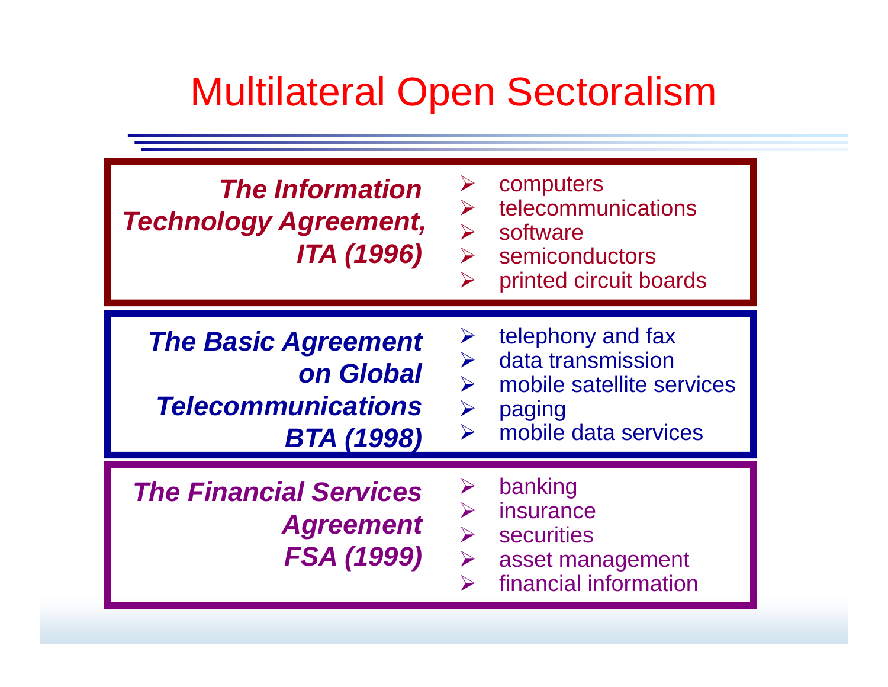# Multilateral Open Sectoralism

***The Information Technology Agreement, ITA (1996)***

- computers
- telecommunications
- software
- semiconductors
- printed circuit boards

***The Basic Agreement on Global Telecommunications BTA (1998)***

- telephony and fax
- data transmission
- mobile satellite services
- paging
- mobile data services

***The Financial Services Agreement FSA (1999)***

- banking
- insurance
- securities
- asset management
- financial information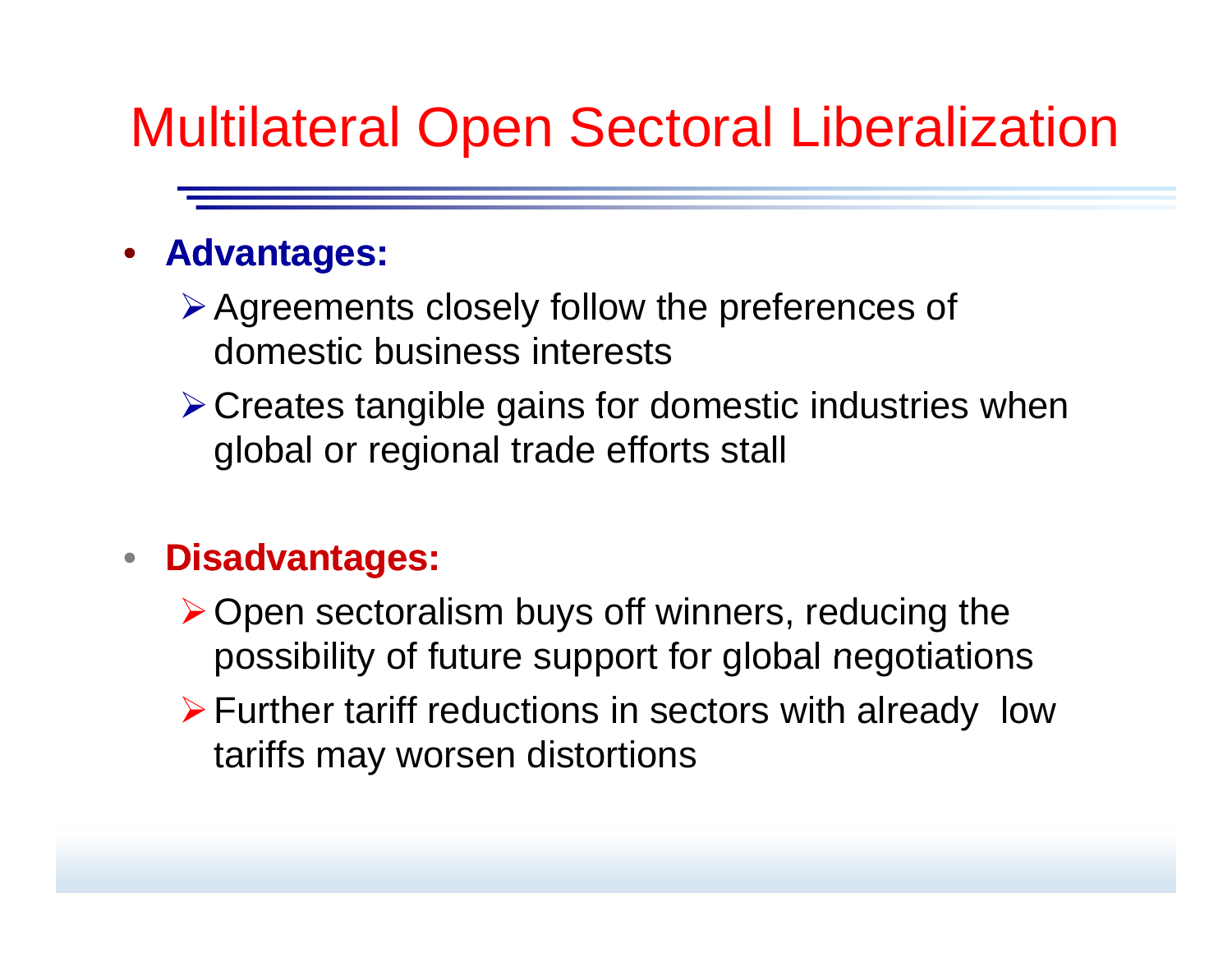# Multilateral Open Sectoral Liberalization

- **Advantages:**
  - Agreements closely follow the preferences of domestic business interests
  - Creates tangible gains for domestic industries when global or regional trade efforts stall

- **Disadvantages:**
  - Open sectoralism buys off winners, reducing the possibility of future support for global negotiations
  - Further tariff reductions in sectors with already low tariffs may worsen distortions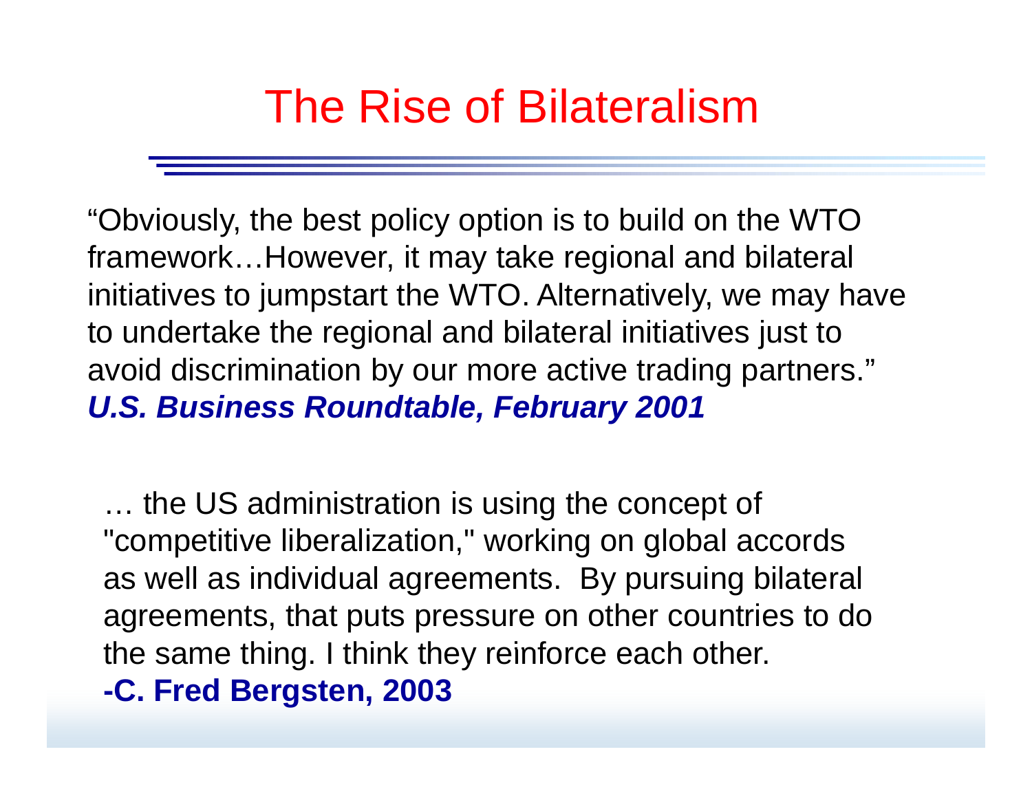# The Rise of Bilateralism

“Obviously, the best policy option is to build on the WTO framework…However, it may take regional and bilateral initiatives to jumpstart the WTO. Alternatively, we may have to undertake the regional and bilateral initiatives just to avoid discrimination by our more active trading partners.”
***U.S. Business Roundtable, February 2001***

… the US administration is using the concept of "competitive liberalization," working on global accords as well as individual agreements. By pursuing bilateral agreements, that puts pressure on other countries to do the same thing. I think they reinforce each other.
**-C. Fred Bergsten, 2003**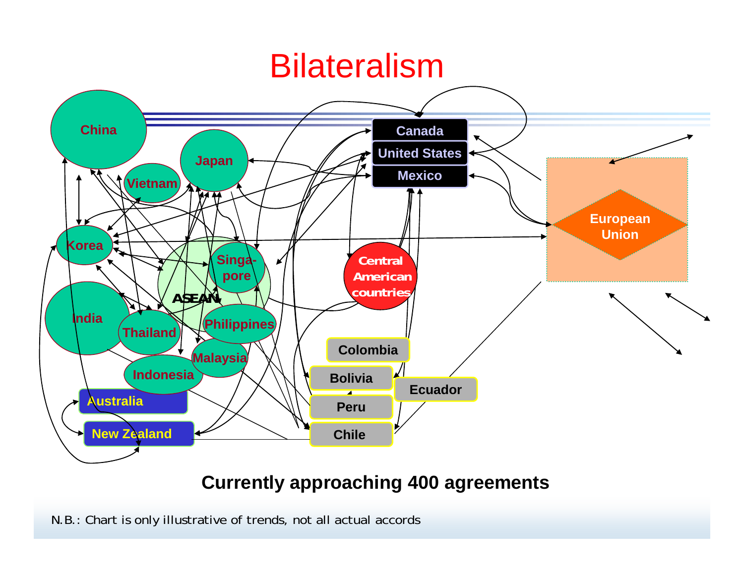# Bilateralism

China

Japan

Vietnam

Korea

Singa-pore

ASEAN

India

Thailand

Philippines

Malaysia

Indonesia

Australia

New Zealand

Canada

United States

Mexico

Central American countries

European Union

Colombia

Bolivia

Ecuador

Peru

Chile

**Currently approaching 400 agreements**

N.B.: Chart is only illustrative of trends, not all actual accords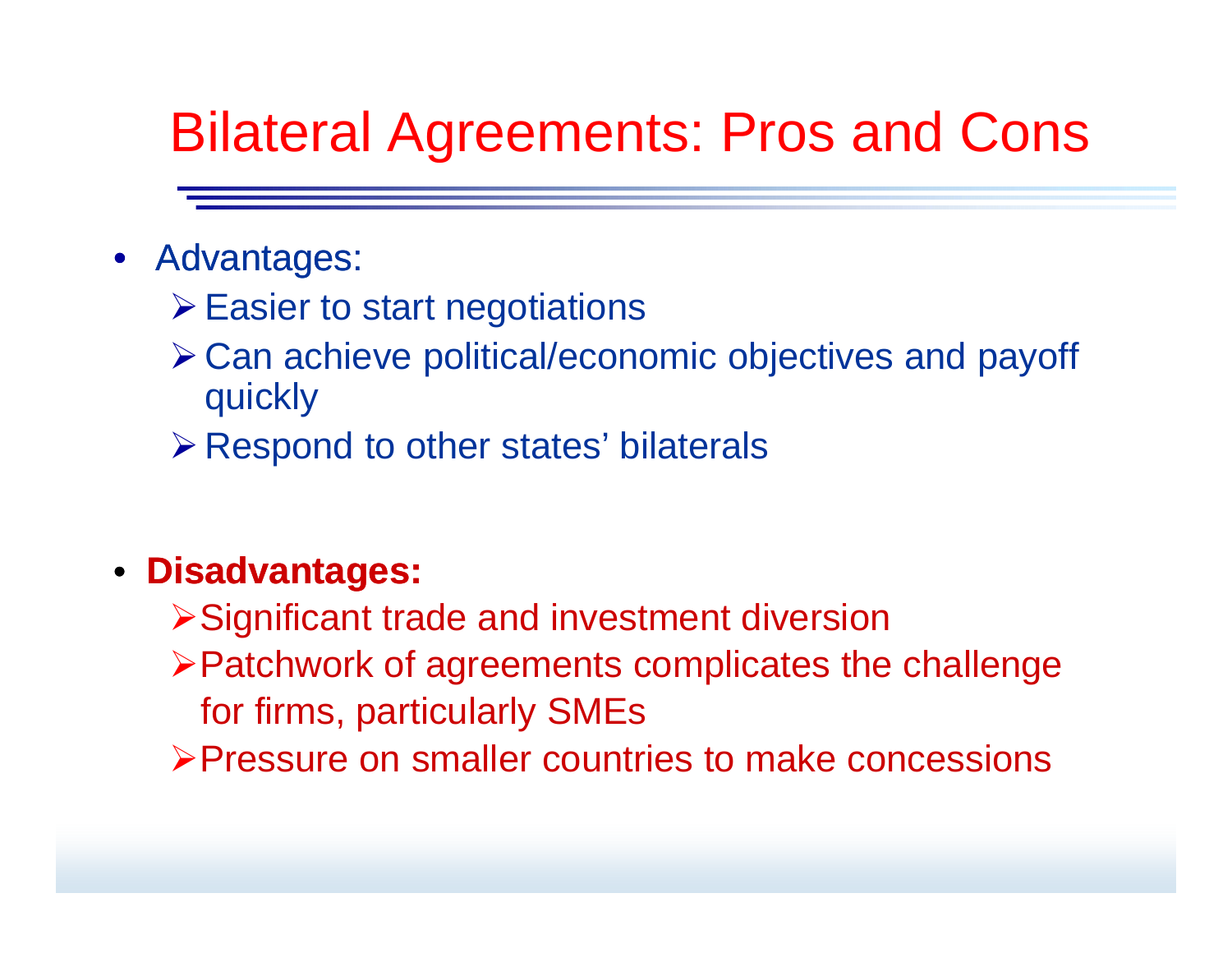# Bilateral Agreements: Pros and Cons

- Advantages:
  - Easier to start negotiations
  - Can achieve political/economic objectives and payoff quickly
  - Respond to other states' bilaterals

- **Disadvantages:**
  - Significant trade and investment diversion
  - Patchwork of agreements complicates the challenge for firms, particularly SMEs
  - Pressure on smaller countries to make concessions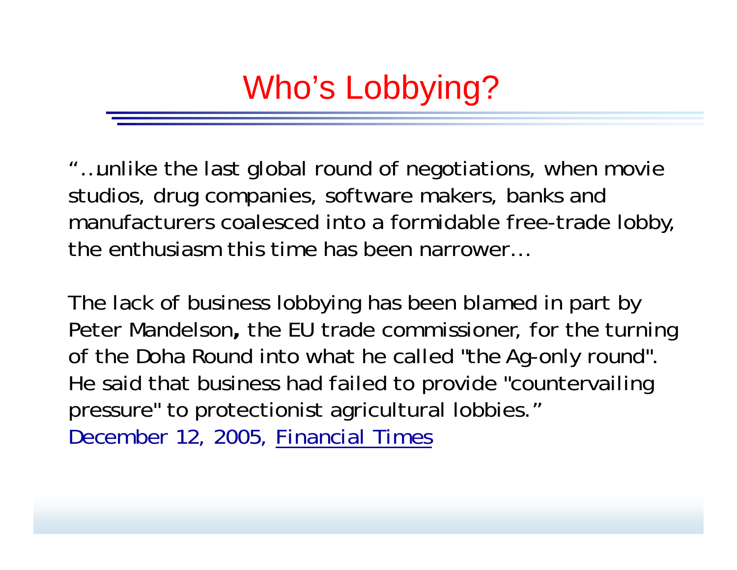# Who's Lobbying?

"…unlike the last global round of negotiations, when movie studios, drug companies, software makers, banks and manufacturers coalesced into a formidable free-trade lobby, the enthusiasm this time has been narrower…

The lack of business lobbying has been blamed in part by Peter Mandelson**,** the EU trade commissioner, for the turning of the Doha Round into what he called "the Ag-only round". He said that business had failed to provide "countervailing pressure" to protectionist agricultural lobbies."

*December 12, 2005, Financial Times*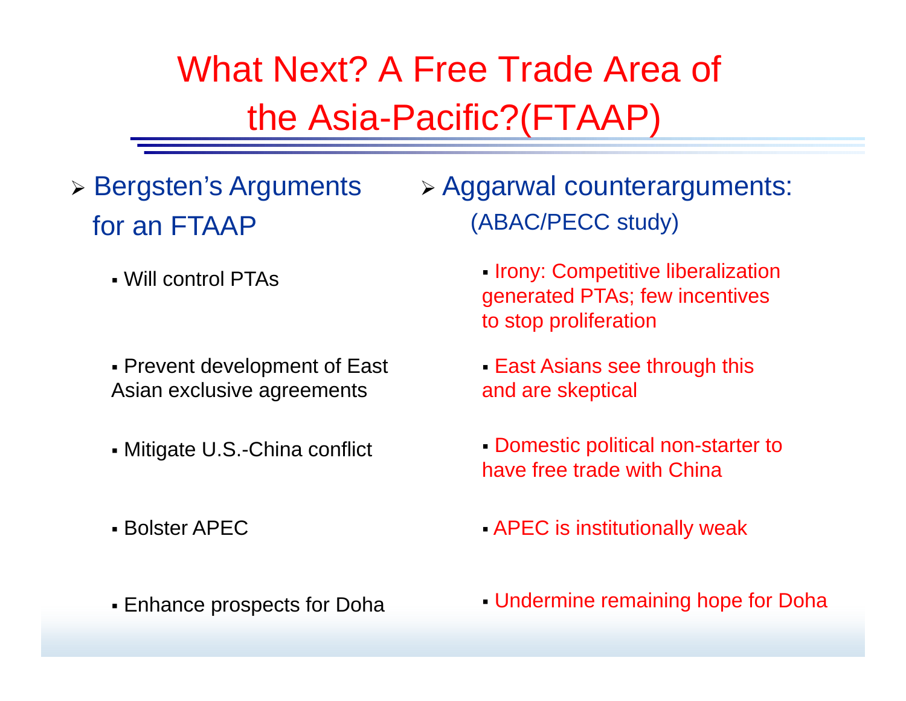# What Next? A Free Trade Area of the Asia-Pacific?(FTAAP)

- Bergsten's Arguments for an FTAAP
  - Will control PTAs
  - Prevent development of East Asian exclusive agreements
  - Mitigate U.S.-China conflict
  - Bolster APEC
  - Enhance prospects for Doha

- Aggarwal counterarguments: (ABAC/PECC study)
  - Irony: Competitive liberalization generated PTAs; few incentives to stop proliferation
  - East Asians see through this and are skeptical
  - Domestic political non-starter to have free trade with China
  - APEC is institutionally weak
  - Undermine remaining hope for Doha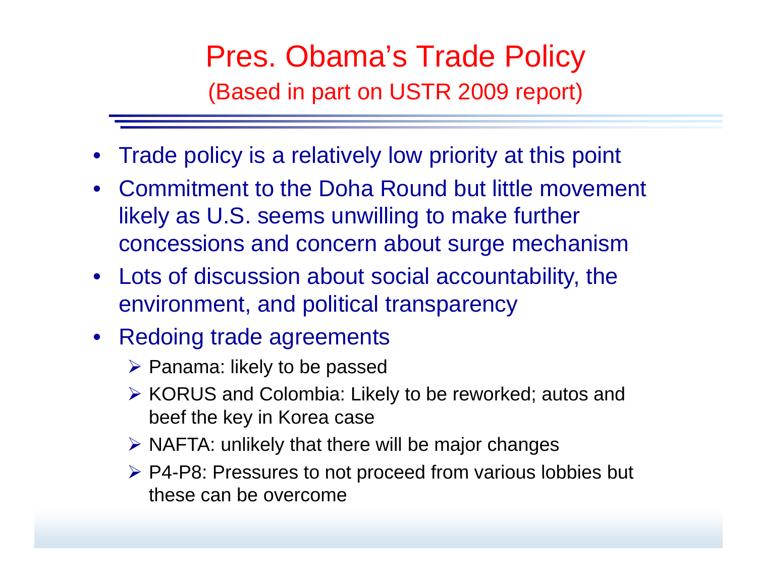# Pres. Obama's Trade Policy

(Based in part on USTR 2009 report)

- Trade policy is a relatively low priority at this point
- Commitment to the Doha Round but little movement likely as U.S. seems unwilling to make further concessions and concern about surge mechanism
- Lots of discussion about social accountability, the environment, and political transparency
- Redoing trade agreements
  - Panama: likely to be passed
  - KORUS and Colombia: Likely to be reworked; autos and beef the key in Korea case
  - NAFTA: unlikely that there will be major changes
  - P4-P8: Pressures to not proceed from various lobbies but these can be overcome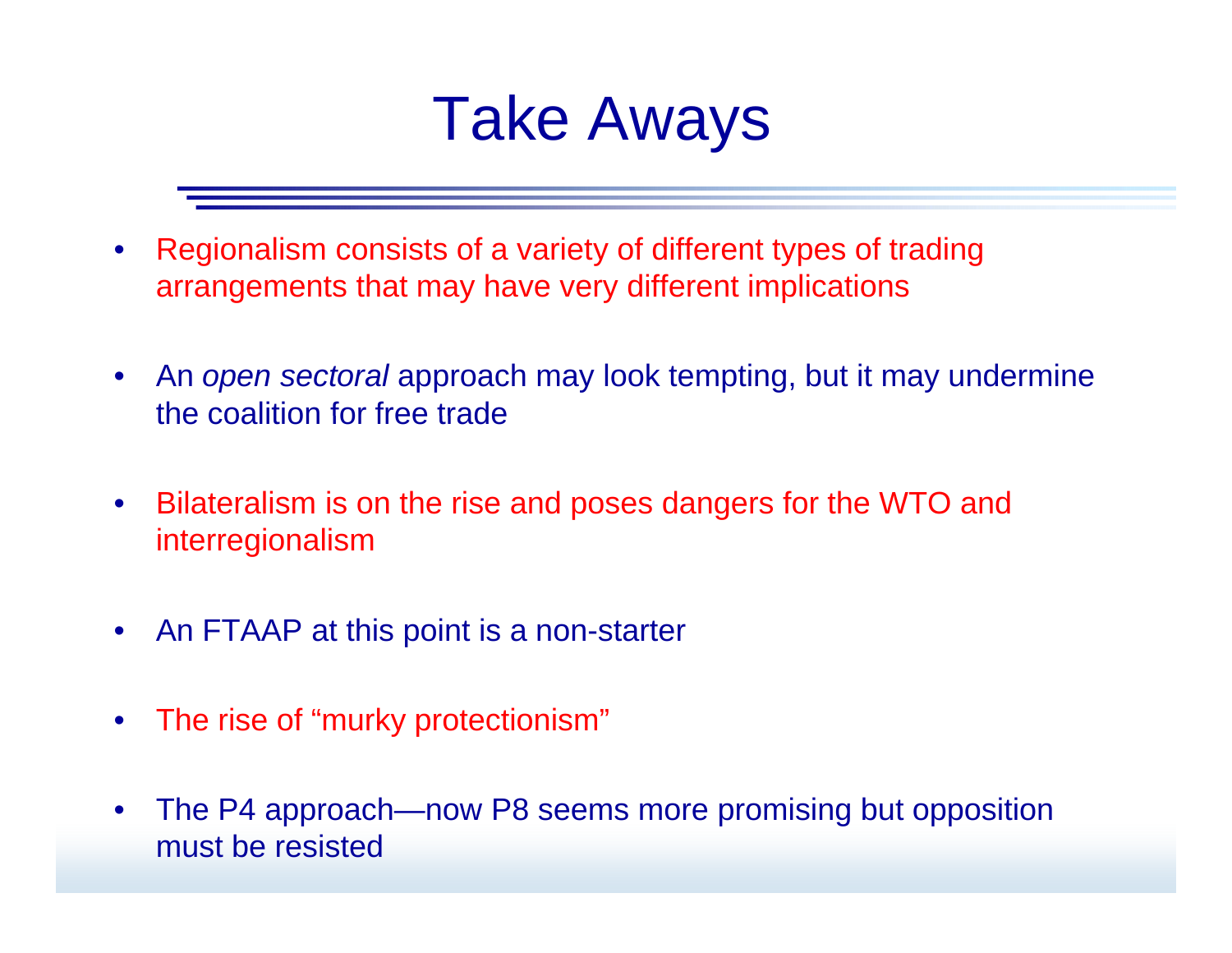# Take Aways

- Regionalism consists of a variety of different types of trading arrangements that may have very different implications
- An *open sectoral* approach may look tempting, but it may undermine the coalition for free trade
- Bilateralism is on the rise and poses dangers for the WTO and interregionalism
- An FTAAP at this point is a non-starter
- The rise of “murky protectionism”
- The P4 approach—now P8 seems more promising but opposition must be resisted